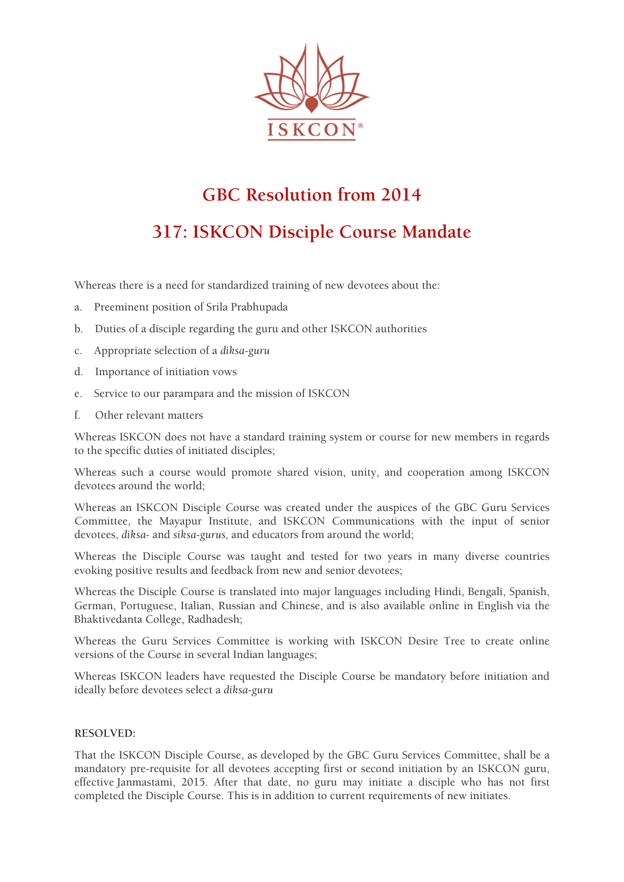ISKCON®

# GBC Resolution from 2014

# 317: ISKCON Disciple Course Mandate

Whereas there is a need for standardized training of new devotees about the:

a. Preeminent position of Srila Prabhupada

b. Duties of a disciple regarding the guru and other ISKCON authorities

c. Appropriate selection of a *diksa-guru*

d. Importance of initiation vows

e. Service to our parampara and the mission of ISKCON

f. Other relevant matters

Whereas ISKCON does not have a standard training system or course for new members in regards to the specific duties of initiated disciples;

Whereas such a course would promote shared vision, unity, and cooperation among ISKCON devotees around the world;

Whereas an ISKCON Disciple Course was created under the auspices of the GBC Guru Services Committee, the Mayapur Institute, and ISKCON Communications with the input of senior devotees, *diksa-* and *siksa-gurus,* and educators from around the world;

Whereas the Disciple Course was taught and tested for two years in many diverse countries evoking positive results and feedback from new and senior devotees;

Whereas the Disciple Course is translated into major languages including Hindi, Bengali, Spanish, German, Portuguese, Italian, Russian and Chinese, and is also available online in English via the Bhaktivedanta College, Radhadesh;

Whereas the Guru Services Committee is working with ISKCON Desire Tree to create online versions of the Course in several Indian languages;

Whereas ISKCON leaders have requested the Disciple Course be mandatory before initiation and ideally before devotees select a *diksa-guru*

**RESOLVED:**

That the ISKCON Disciple Course, as developed by the GBC Guru Services Committee, shall be a mandatory pre-requisite for all devotees accepting first or second initiation by an ISKCON guru, effective Janmastami, 2015. After that date, no guru may initiate a disciple who has not first completed the Disciple Course. This is in addition to current requirements of new initiates.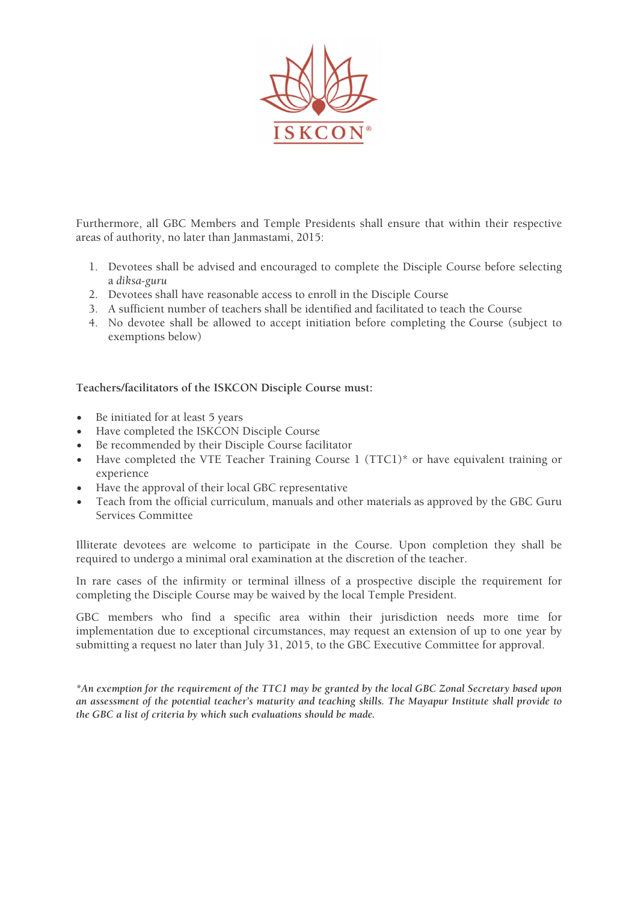Furthermore, all GBC Members and Temple Presidents shall ensure that within their respective areas of authority, no later than Janmastami, 2015:

1. Devotees shall be advised and encouraged to complete the Disciple Course before selecting a *diksa-guru*
2. Devotees shall have reasonable access to enroll in the Disciple Course
3. A sufficient number of teachers shall be identified and facilitated to teach the Course
4. No devotee shall be allowed to accept initiation before completing the Course (subject to exemptions below)

**Teachers/facilitators of the ISKCON Disciple Course must:**

- Be initiated for at least 5 years
- Have completed the ISKCON Disciple Course
- Be recommended by their Disciple Course facilitator
- Have completed the VTE Teacher Training Course 1 (TTC1)* or have equivalent training or experience
- Have the approval of their local GBC representative
- Teach from the official curriculum, manuals and other materials as approved by the GBC Guru Services Committee

Illiterate devotees are welcome to participate in the Course. Upon completion they shall be required to undergo a minimal oral examination at the discretion of the teacher.

In rare cases of the infirmity or terminal illness of a prospective disciple the requirement for completing the Disciple Course may be waived by the local Temple President.

GBC members who find a specific area within their jurisdiction needs more time for implementation due to exceptional circumstances, may request an extension of up to one year by submitting a request no later than July 31, 2015, to the GBC Executive Committee for approval.

***An exemption for the requirement of the TTC1 may be granted by the local GBC Zonal Secretary based upon an assessment of the potential teacher's maturity and teaching skills. The Mayapur Institute shall provide to the GBC a list of criteria by which such evaluations should be made.***